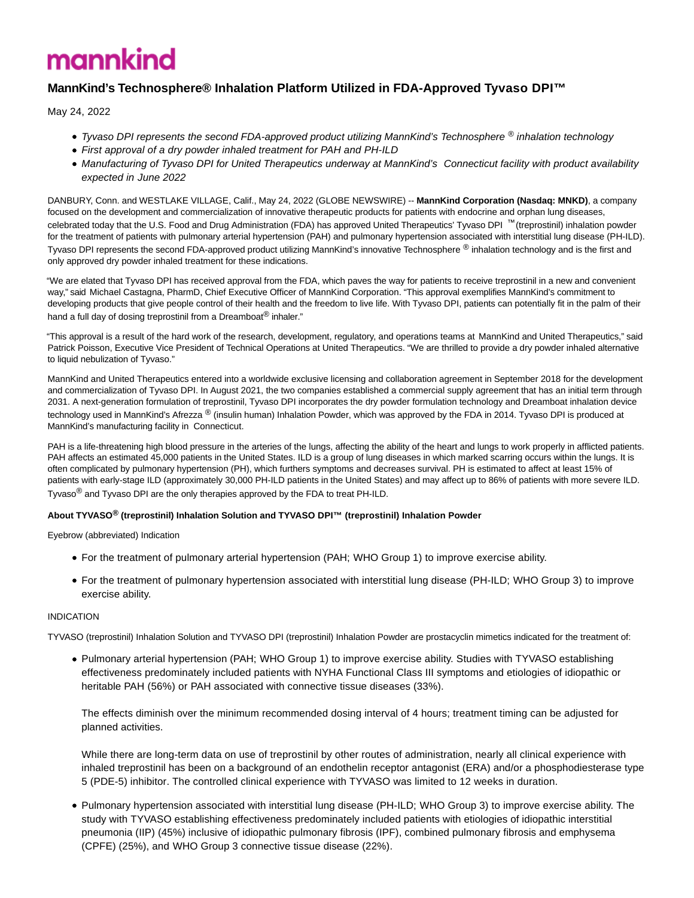mannkind

# MannKind's Technosphere® Inhalation Platform Utilized in FDA-Approved Tyvaso DPI™

May 24, 2022

- *Tyvaso DPI represents the second FDA-approved product utilizing MannKind's Technosphere ® inhalation technology*
- *First approval of a dry powder inhaled treatment for PAH and PH-ILD*
- *Manufacturing of Tyvaso DPI for United Therapeutics underway at MannKind's Connecticut facility with product availability expected in June 2022*

DANBURY, Conn. and WESTLAKE VILLAGE, Calif., May 24, 2022 (GLOBE NEWSWIRE) -- **MannKind Corporation (Nasdaq: MNKD)**, a company focused on the development and commercialization of innovative therapeutic products for patients with endocrine and orphan lung diseases, celebrated today that the U.S. Food and Drug Administration (FDA) has approved United Therapeutics' Tyvaso DPI ™ (treprostinil) inhalation powder for the treatment of patients with pulmonary arterial hypertension (PAH) and pulmonary hypertension associated with interstitial lung disease (PH-ILD). Tyvaso DPI represents the second FDA-approved product utilizing MannKind's innovative Technosphere ® inhalation technology and is the first and only approved dry powder inhaled treatment for these indications.

"We are elated that Tyvaso DPI has received approval from the FDA, which paves the way for patients to receive treprostinil in a new and convenient way," said Michael Castagna, PharmD, Chief Executive Officer of MannKind Corporation. "This approval exemplifies MannKind's commitment to developing products that give people control of their health and the freedom to live life. With Tyvaso DPI, patients can potentially fit in the palm of their hand a full day of dosing treprostinil from a Dreamboat® inhaler."

"This approval is a result of the hard work of the research, development, regulatory, and operations teams at MannKind and United Therapeutics," said Patrick Poisson, Executive Vice President of Technical Operations at United Therapeutics. "We are thrilled to provide a dry powder inhaled alternative to liquid nebulization of Tyvaso."

MannKind and United Therapeutics entered into a worldwide exclusive licensing and collaboration agreement in September 2018 for the development and commercialization of Tyvaso DPI. In August 2021, the two companies established a commercial supply agreement that has an initial term through 2031. A next-generation formulation of treprostinil, Tyvaso DPI incorporates the dry powder formulation technology and Dreamboat inhalation device technology used in MannKind's Afrezza ® (insulin human) Inhalation Powder, which was approved by the FDA in 2014. Tyvaso DPI is produced at MannKind's manufacturing facility in Connecticut.

PAH is a life-threatening high blood pressure in the arteries of the lungs, affecting the ability of the heart and lungs to work properly in afflicted patients. PAH affects an estimated 45,000 patients in the United States. ILD is a group of lung diseases in which marked scarring occurs within the lungs. It is often complicated by pulmonary hypertension (PH), which furthers symptoms and decreases survival. PH is estimated to affect at least 15% of patients with early-stage ILD (approximately 30,000 PH-ILD patients in the United States) and may affect up to 86% of patients with more severe ILD. Tyvaso® and Tyvaso DPI are the only therapies approved by the FDA to treat PH-ILD.

**About TYVASO® (treprostinil) Inhalation Solution and TYVASO DPI™ (treprostinil) Inhalation Powder**

Eyebrow (abbreviated) Indication

- For the treatment of pulmonary arterial hypertension (PAH; WHO Group 1) to improve exercise ability.
- For the treatment of pulmonary hypertension associated with interstitial lung disease (PH-ILD; WHO Group 3) to improve exercise ability.

INDICATION

TYVASO (treprostinil) Inhalation Solution and TYVASO DPI (treprostinil) Inhalation Powder are prostacyclin mimetics indicated for the treatment of:

- Pulmonary arterial hypertension (PAH; WHO Group 1) to improve exercise ability. Studies with TYVASO establishing effectiveness predominately included patients with NYHA Functional Class III symptoms and etiologies of idiopathic or heritable PAH (56%) or PAH associated with connective tissue diseases (33%).

  The effects diminish over the minimum recommended dosing interval of 4 hours; treatment timing can be adjusted for planned activities.

  While there are long-term data on use of treprostinil by other routes of administration, nearly all clinical experience with inhaled treprostinil has been on a background of an endothelin receptor antagonist (ERA) and/or a phosphodiesterase type 5 (PDE-5) inhibitor. The controlled clinical experience with TYVASO was limited to 12 weeks in duration.

- Pulmonary hypertension associated with interstitial lung disease (PH-ILD; WHO Group 3) to improve exercise ability. The study with TYVASO establishing effectiveness predominately included patients with etiologies of idiopathic interstitial pneumonia (IIP) (45%) inclusive of idiopathic pulmonary fibrosis (IPF), combined pulmonary fibrosis and emphysema (CPFE) (25%), and WHO Group 3 connective tissue disease (22%).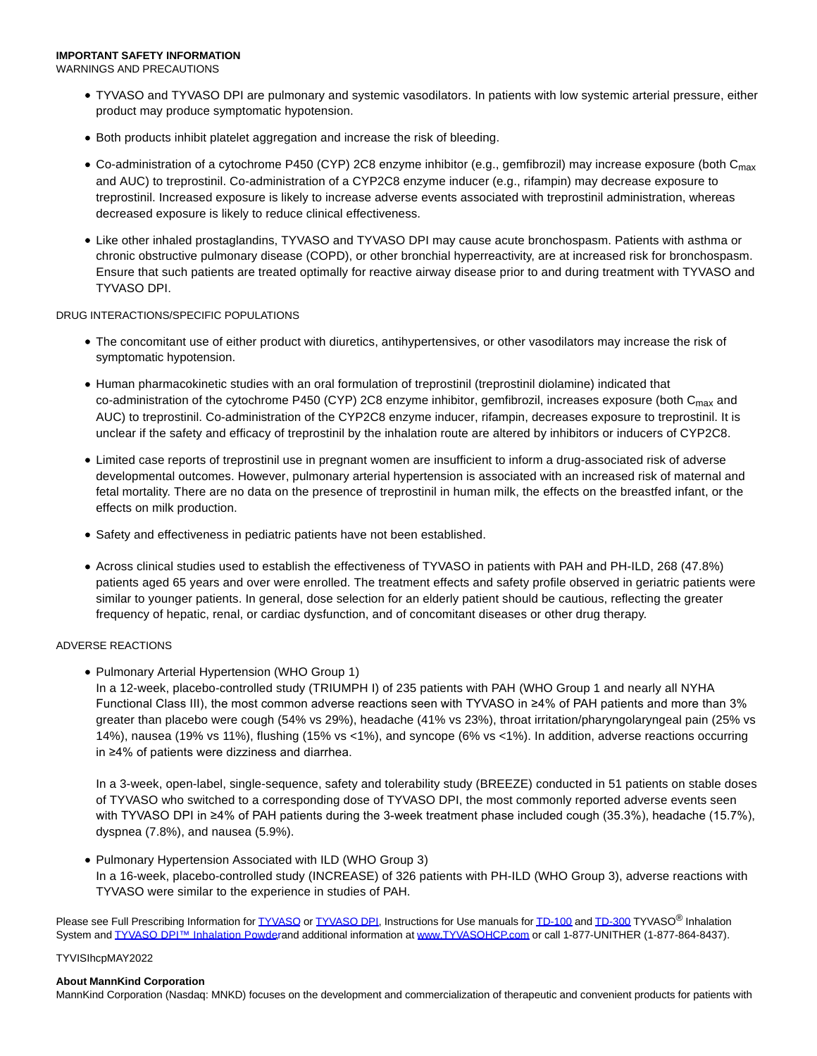**IMPORTANT SAFETY INFORMATION**

WARNINGS AND PRECAUTIONS

- TYVASO and TYVASO DPI are pulmonary and systemic vasodilators. In patients with low systemic arterial pressure, either product may produce symptomatic hypotension.
- Both products inhibit platelet aggregation and increase the risk of bleeding.
- Co-administration of a cytochrome P450 (CYP) 2C8 enzyme inhibitor (e.g., gemfibrozil) may increase exposure (both $C_{max}$ and AUC) to treprostinil. Co-administration of a CYP2C8 enzyme inducer (e.g., rifampin) may decrease exposure to treprostinil. Increased exposure is likely to increase adverse events associated with treprostinil administration, whereas decreased exposure is likely to reduce clinical effectiveness.
- Like other inhaled prostaglandins, TYVASO and TYVASO DPI may cause acute bronchospasm. Patients with asthma or chronic obstructive pulmonary disease (COPD), or other bronchial hyperreactivity, are at increased risk for bronchospasm. Ensure that such patients are treated optimally for reactive airway disease prior to and during treatment with TYVASO and TYVASO DPI.

DRUG INTERACTIONS/SPECIFIC POPULATIONS

- The concomitant use of either product with diuretics, antihypertensives, or other vasodilators may increase the risk of symptomatic hypotension.
- Human pharmacokinetic studies with an oral formulation of treprostinil (treprostinil diolamine) indicated that co-administration of the cytochrome P450 (CYP) 2C8 enzyme inhibitor, gemfibrozil, increases exposure (both $C_{max}$ and AUC) to treprostinil. Co-administration of the CYP2C8 enzyme inducer, rifampin, decreases exposure to treprostinil. It is unclear if the safety and efficacy of treprostinil by the inhalation route are altered by inhibitors or inducers of CYP2C8.
- Limited case reports of treprostinil use in pregnant women are insufficient to inform a drug-associated risk of adverse developmental outcomes. However, pulmonary arterial hypertension is associated with an increased risk of maternal and fetal mortality. There are no data on the presence of treprostinil in human milk, the effects on the breastfed infant, or the effects on milk production.
- Safety and effectiveness in pediatric patients have not been established.
- Across clinical studies used to establish the effectiveness of TYVASO in patients with PAH and PH-ILD, 268 (47.8%) patients aged 65 years and over were enrolled. The treatment effects and safety profile observed in geriatric patients were similar to younger patients. In general, dose selection for an elderly patient should be cautious, reflecting the greater frequency of hepatic, renal, or cardiac dysfunction, and of concomitant diseases or other drug therapy.

ADVERSE REACTIONS

- Pulmonary Arterial Hypertension (WHO Group 1)
  In a 12-week, placebo-controlled study (TRIUMPH I) of 235 patients with PAH (WHO Group 1 and nearly all NYHA Functional Class III), the most common adverse reactions seen with TYVASO in ≥4% of PAH patients and more than 3% greater than placebo were cough (54% vs 29%), headache (41% vs 23%), throat irritation/pharyngolaryngeal pain (25% vs 14%), nausea (19% vs 11%), flushing (15% vs <1%), and syncope (6% vs <1%). In addition, adverse reactions occurring in ≥4% of patients were dizziness and diarrhea.

  In a 3-week, open-label, single-sequence, safety and tolerability study (BREEZE) conducted in 51 patients on stable doses of TYVASO who switched to a corresponding dose of TYVASO DPI, the most commonly reported adverse events seen with TYVASO DPI in ≥4% of PAH patients during the 3-week treatment phase included cough (35.3%), headache (15.7%), dyspnea (7.8%), and nausea (5.9%).
- Pulmonary Hypertension Associated with ILD (WHO Group 3)
  In a 16-week, placebo-controlled study (INCREASE) of 326 patients with PH-ILD (WHO Group 3), adverse reactions with TYVASO were similar to the experience in studies of PAH.

Please see Full Prescribing Information for TYVASO or TYVASO DPI, Instructions for Use manuals for TD-100 and TD-300 TYVASO® Inhalation System and TYVASO DPI™ Inhalation Powderand additional information at www.TYVASOHCP.com or call 1-877-UNITHER (1-877-864-8437).

TYVISIhcpMAY2022

**About MannKind Corporation**

MannKind Corporation (Nasdaq: MNKD) focuses on the development and commercialization of therapeutic and convenient products for patients with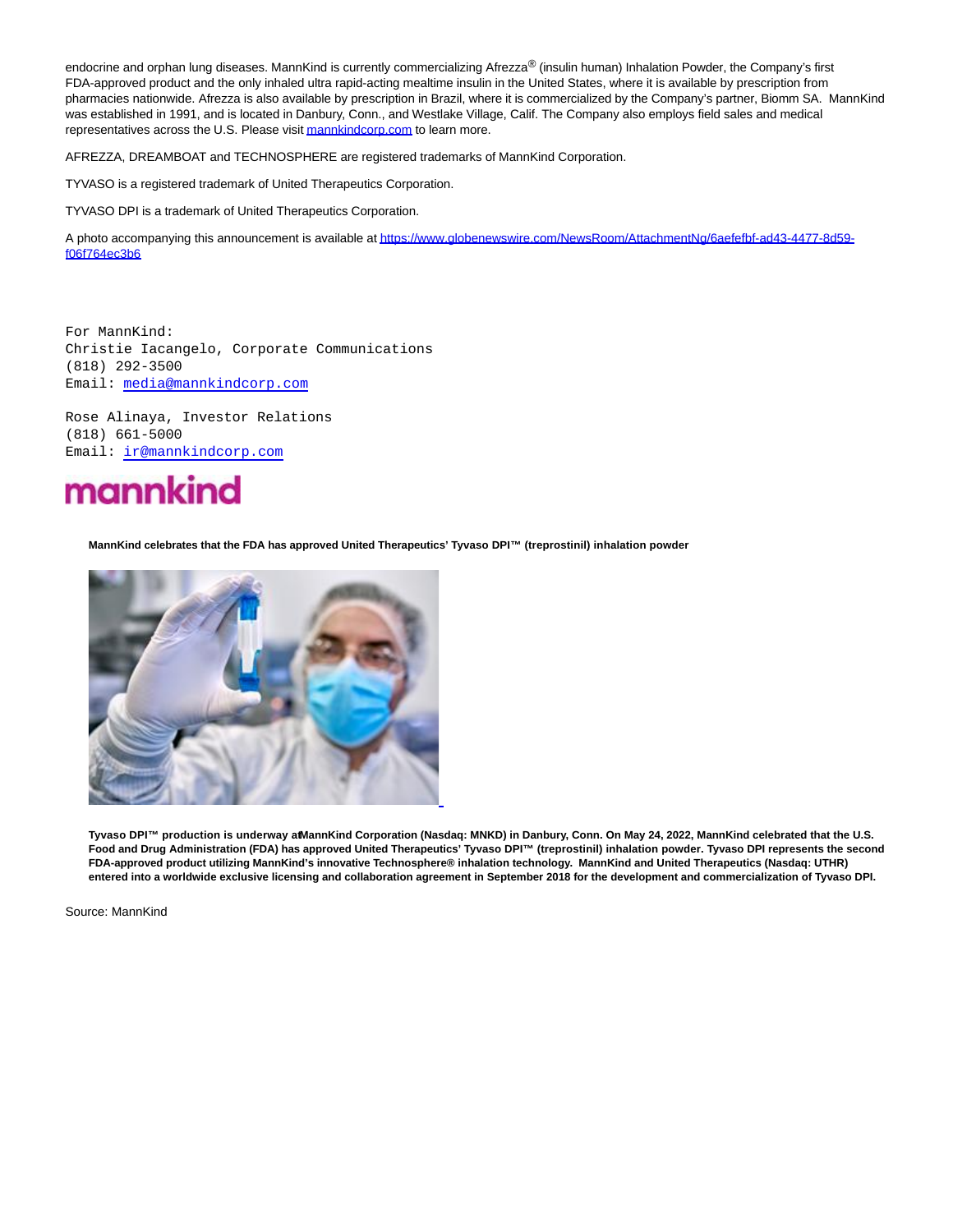endocrine and orphan lung diseases. MannKind is currently commercializing Afrezza® (insulin human) Inhalation Powder, the Company's first FDA-approved product and the only inhaled ultra rapid-acting mealtime insulin in the United States, where it is available by prescription from pharmacies nationwide. Afrezza is also available by prescription in Brazil, where it is commercialized by the Company's partner, Biomm SA. MannKind was established in 1991, and is located in Danbury, Conn., and Westlake Village, Calif. The Company also employs field sales and medical representatives across the U.S. Please visit [mannkindcorp.com](mannkindcorp.com) to learn more.

AFREZZA, DREAMBOAT and TECHNOSPHERE are registered trademarks of MannKind Corporation.

TYVASO is a registered trademark of United Therapeutics Corporation.

TYVASO DPI is a trademark of United Therapeutics Corporation.

A photo accompanying this announcement is available at [https://www.globenewswire.com/NewsRoom/AttachmentNg/6aefefbf-ad43-4477-8d59-f06f764ec3b6](https://www.globenewswire.com/NewsRoom/AttachmentNg/6aefefbf-ad43-4477-8d59-f06f764ec3b6)

```
For MannKind:
Christie Iacangelo, Corporate Communications
(818) 292-3500
Email: media@mannkindcorp.com

Rose Alinaya, Investor Relations
(818) 661-5000
Email: ir@mannkindcorp.com
```

mannkind

**MannKind celebrates that the FDA has approved United Therapeutics' Tyvaso DPI™ (treprostinil) inhalation powder**

**Tyvaso DPI™ production is underway at MannKind Corporation (Nasdaq: MNKD) in Danbury, Conn. On May 24, 2022, MannKind celebrated that the U.S. Food and Drug Administration (FDA) has approved United Therapeutics' Tyvaso DPI™ (treprostinil) inhalation powder. Tyvaso DPI represents the second FDA-approved product utilizing MannKind's innovative Technosphere® inhalation technology. MannKind and United Therapeutics (Nasdaq: UTHR) entered into a worldwide exclusive licensing and collaboration agreement in September 2018 for the development and commercialization of Tyvaso DPI.**

Source: MannKind